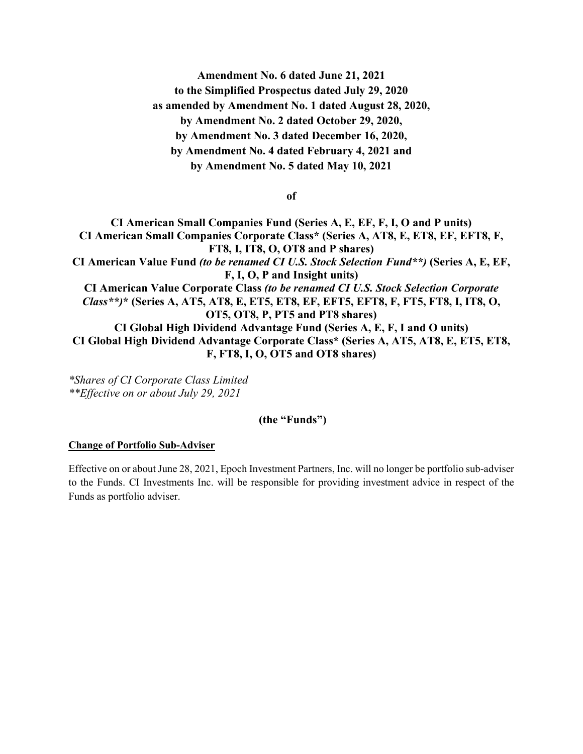**Amendment No. 6 dated June 21, 2021**
**to the Simplified Prospectus dated July 29, 2020**
**as amended by Amendment No. 1 dated August 28, 2020,**
**by Amendment No. 2 dated October 29, 2020,**
**by Amendment No. 3 dated December 16, 2020,**
**by Amendment No. 4 dated February 4, 2021 and**
**by Amendment No. 5 dated May 10, 2021**

**of**

**CI American Small Companies Fund (Series A, E, EF, F, I, O and P units)**
**CI American Small Companies Corporate Class* (Series A, AT8, E, ET8, EF, EFT8, F, FT8, I, IT8, O, OT8 and P shares)**
**CI American Value Fund** ***(to be renamed CI U.S. Stock Selection Fund**)*** **(Series A, E, EF, F, I, O, P and Insight units)**
**CI American Value Corporate Class** ***(to be renamed CI U.S. Stock Selection Corporate Class**)**** **(Series A, AT5, AT8, E, ET5, ET8, EF, EFT5, EFT8, F, FT5, FT8, I, IT8, O, OT5, OT8, P, PT5 and PT8 shares)**
**CI Global High Dividend Advantage Fund (Series A, E, F, I and O units)**
**CI Global High Dividend Advantage Corporate Class* (Series A, AT5, AT8, E, ET5, ET8, F, FT8, I, O, OT5 and OT8 shares)**

*\*Shares of CI Corporate Class Limited*
*\*\*Effective on or about July 29, 2021*

**(the "Funds")**

**Change of Portfolio Sub-Adviser**

Effective on or about June 28, 2021, Epoch Investment Partners, Inc. will no longer be portfolio sub-adviser to the Funds. CI Investments Inc. will be responsible for providing investment advice in respect of the Funds as portfolio adviser.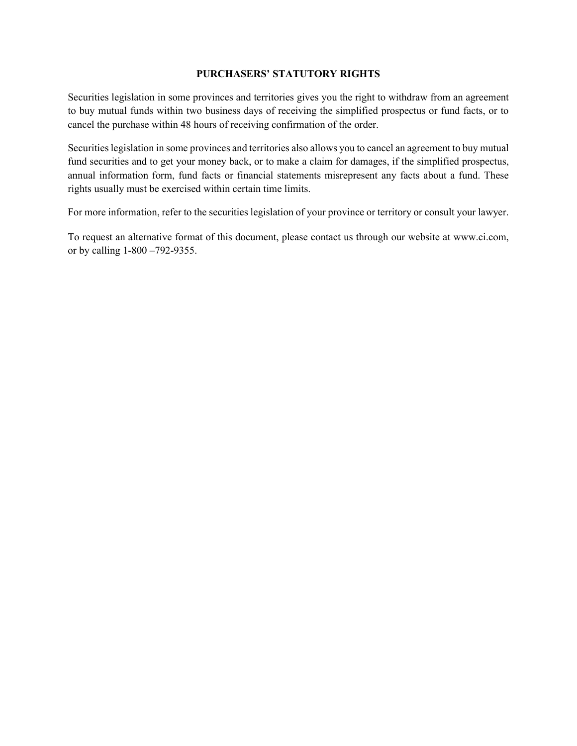## PURCHASERS' STATUTORY RIGHTS

Securities legislation in some provinces and territories gives you the right to withdraw from an agreement to buy mutual funds within two business days of receiving the simplified prospectus or fund facts, or to cancel the purchase within 48 hours of receiving confirmation of the order.

Securities legislation in some provinces and territories also allows you to cancel an agreement to buy mutual fund securities and to get your money back, or to make a claim for damages, if the simplified prospectus, annual information form, fund facts or financial statements misrepresent any facts about a fund. These rights usually must be exercised within certain time limits.

For more information, refer to the securities legislation of your province or territory or consult your lawyer.

To request an alternative format of this document, please contact us through our website at www.ci.com, or by calling 1-800 –792-9355.